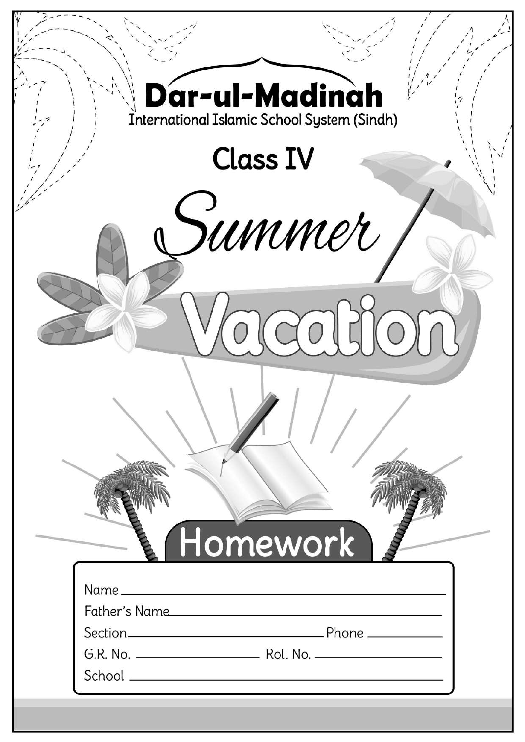# Dar-ul-Madinah

International Islamic School System (Sindh)

## Class IV

# Summer Vacation

## Homework

Name ______________________________

Father's Name ______________________________

Section ____________________ Phone ____________

G.R. No. ____________ Roll No. ____________

School ______________________________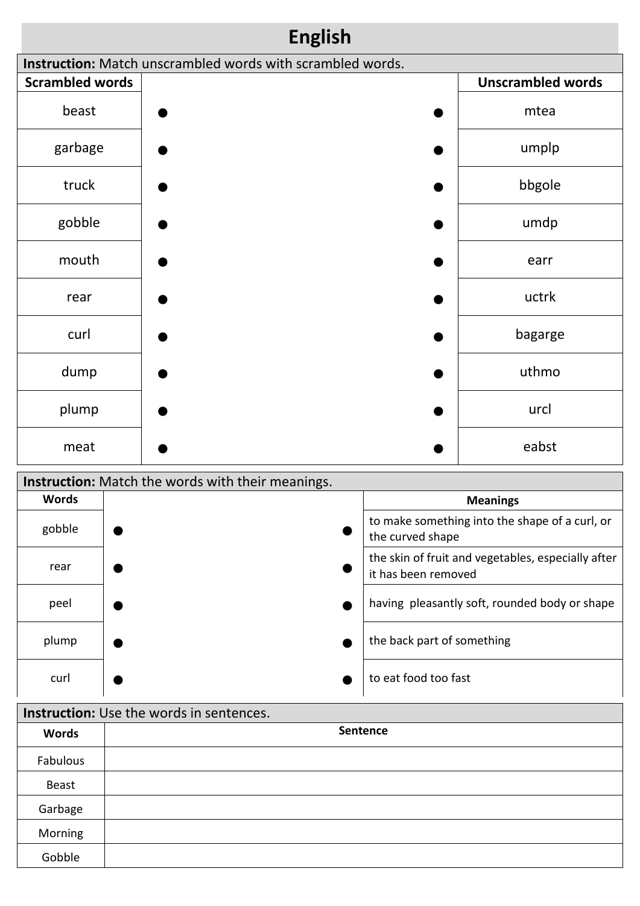# English

**Instruction:** Match unscrambled words with scrambled words.

| Scrambled words | | | Unscrambled words |
|---|---|---|---|
| beast | ● | ● | mtea |
| garbage | ● | ● | umplp |
| truck | ● | ● | bbgole |
| gobble | ● | ● | umdp |
| mouth | ● | ● | earr |
| rear | ● | ● | uctrk |
| curl | ● | ● | bagarge |
| dump | ● | ● | uthmo |
| plump | ● | ● | urcl |
| meat | ● | ● | eabst |

**Instruction:** Match the words with their meanings.

| Words | | | Meanings |
|---|---|---|---|
| gobble | ● | ● | to make something into the shape of a curl, or the curved shape |
| rear | ● | ● | the skin of fruit and vegetables, especially after it has been removed |
| peel | ● | ● | having pleasantly soft, rounded body or shape |
| plump | ● | ● | the back part of something |
| curl | ● | ● | to eat food too fast |

**Instruction:** Use the words in sentences.

| Words | Sentence |
|---|---|
| Fabulous | |
| Beast | |
| Garbage | |
| Morning | |
| Gobble | |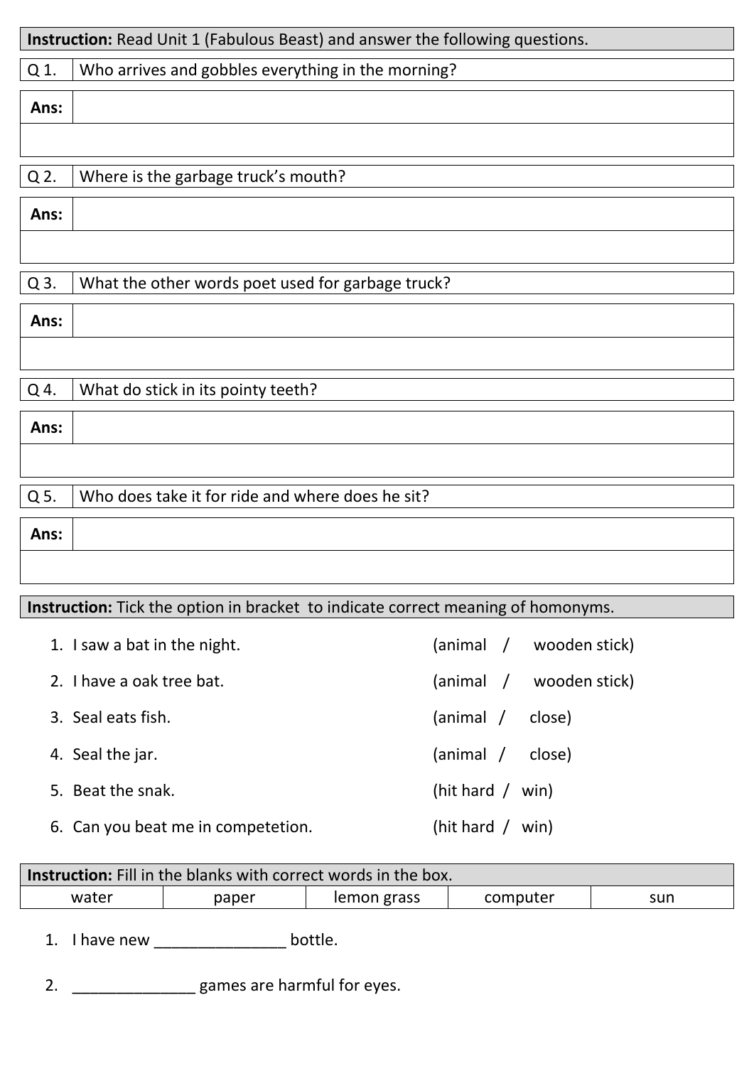**Instruction:** Read Unit 1 (Fabulous Beast) and answer the following questions.

| Q 1. | Who arrives and gobbles everything in the morning? |
|---|---|
| **Ans:** | |
| | |

| Q 2. | Where is the garbage truck's mouth? |
|---|---|
| **Ans:** | |
| | |

| Q 3. | What the other words poet used for garbage truck? |
|---|---|
| **Ans:** | |
| | |

| Q 4. | What do stick in its pointy teeth? |
|---|---|
| **Ans:** | |
| | |

| Q 5. | Who does take it for ride and where does he sit? |
|---|---|
| **Ans:** | |
| | |

**Instruction:** Tick the option in bracket to indicate correct meaning of homonyms.

1. I saw a bat in the night. (animal / wooden stick)
2. I have a oak tree bat. (animal / wooden stick)
3. Seal eats fish. (animal / close)
4. Seal the jar. (animal / close)
5. Beat the snak. (hit hard / win)
6. Can you beat me in competetion. (hit hard / win)

**Instruction:** Fill in the blanks with correct words in the box.

| water | paper | lemon grass | computer | sun |
|---|---|---|---|---|

1. I have new _______________ bottle.
2. ______________ games are harmful for eyes.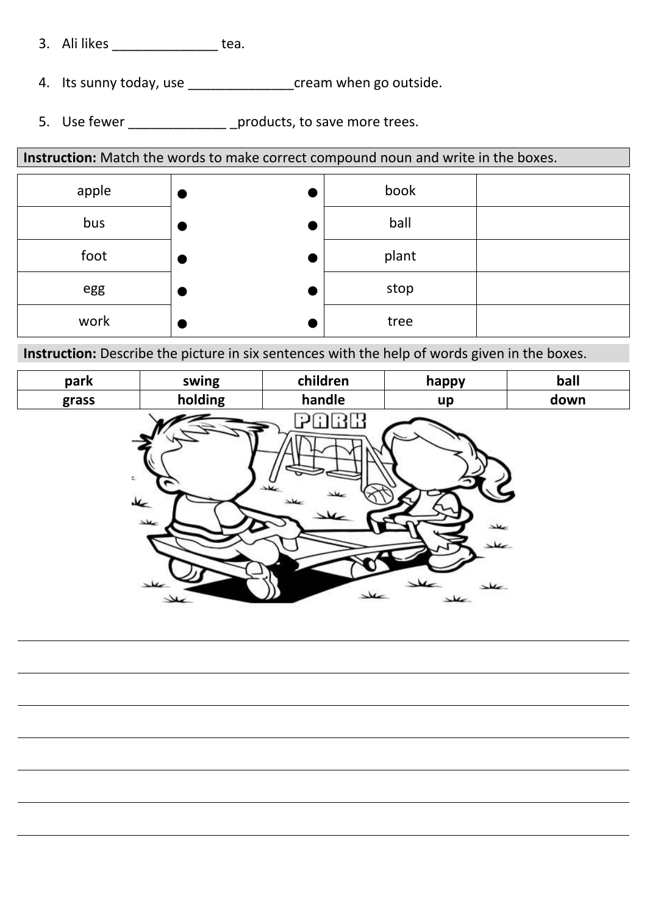3. Ali likes ______________ tea.

4. Its sunny today, use ______________cream when go outside.

5. Use fewer _____________ _products, to save more trees.

**Instruction:** Match the words to make correct compound noun and write in the boxes.

| | | | | |
|---|---|---|---|---|
| apple | ● | ● | book | |
| bus | ● | ● | ball | |
| foot | ● | ● | plant | |
| egg | ● | ● | stop | |
| work | ● | ● | tree | |

**Instruction:** Describe the picture in six sentences with the help of words given in the boxes.

| | | | | |
|---|---|---|---|---|
| **park** | **swing** | **children** | **happy** | **ball** |
| **grass** | **holding** | **handle** | **up** | **down** |

______________________________________________________________________

______________________________________________________________________

______________________________________________________________________

______________________________________________________________________

______________________________________________________________________

______________________________________________________________________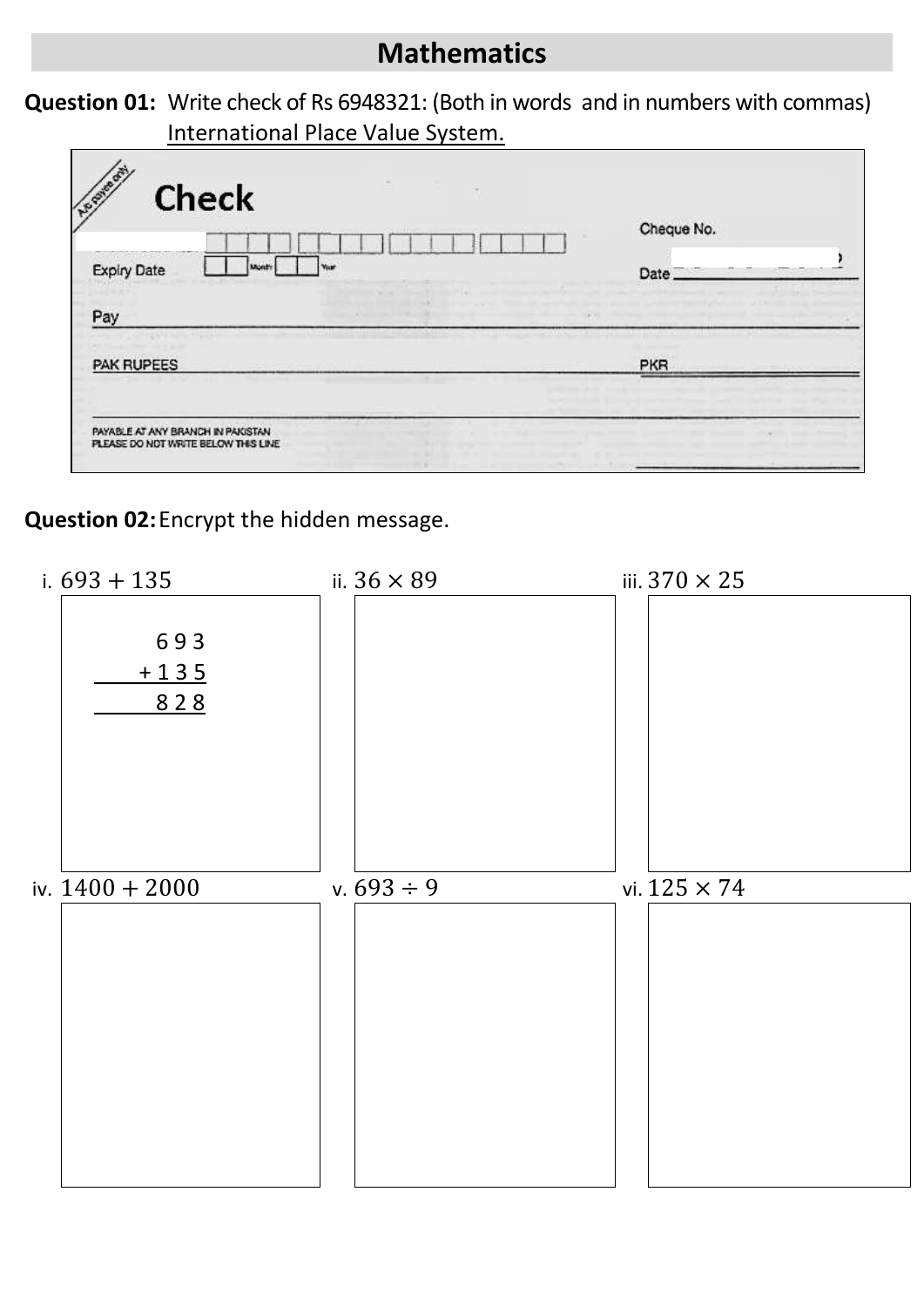# Mathematics

**Question 01:** Write check of Rs 6948321: (Both in words and in numbers with commas) International Place Value System.

A/c payee only

**Check**

Cheque No.

Expiry Date Month Year

Date

Pay

PAK RUPEES

PKR

PAYABLE AT ANY BRANCH IN PAKISTAN
PLEASE DO NOT WRITE BELOW THIS LINE

**Question 02:** Encrypt the hidden message.

i. $693 + 135$

$$\begin{array}{r} 693 \\ +135 \\ \hline 828 \end{array}$$

ii. $36 \times 89$

iii. $370 \times 25$

iv. $1400 + 2000$

v. $693 \div 9$

vi. $125 \times 74$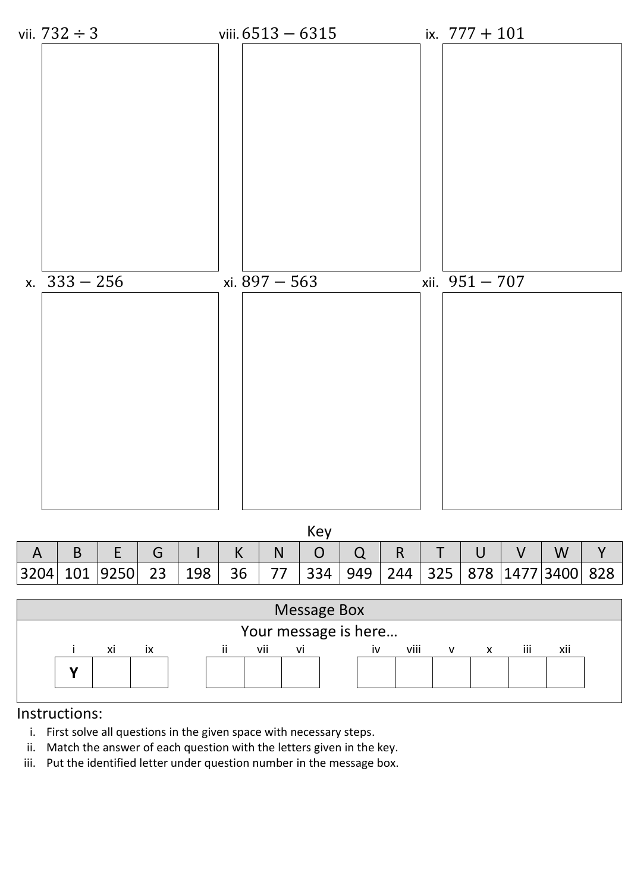vii. $732 \div 3$

viii. $6513 - 6315$

ix. $777 + 101$

x. $333 - 256$

xi. $897 - 563$

xii. $951 - 707$

Key

| A | B | E | G | I | K | N | O | Q | R | T | U | V | W | Y |
|---|---|---|---|---|---|---|---|---|---|---|---|---|---|---|
| 3204 | 101 | 9250 | 23 | 198 | 36 | 77 | 334 | 949 | 244 | 325 | 878 | 1477 | 3400 | 828 |

Message Box

Your message is here…

| i | xi | ix |
|---|---|---|
| **Y** | | |

| ii | vii | vi |
|---|---|---|
| | | |

| iv | viii | v | x | iii | xii |
|---|---|---|---|---|---|
| | | | | | |

Instructions:

i. First solve all questions in the given space with necessary steps.
ii. Match the answer of each question with the letters given in the key.
iii. Put the identified letter under question number in the message box.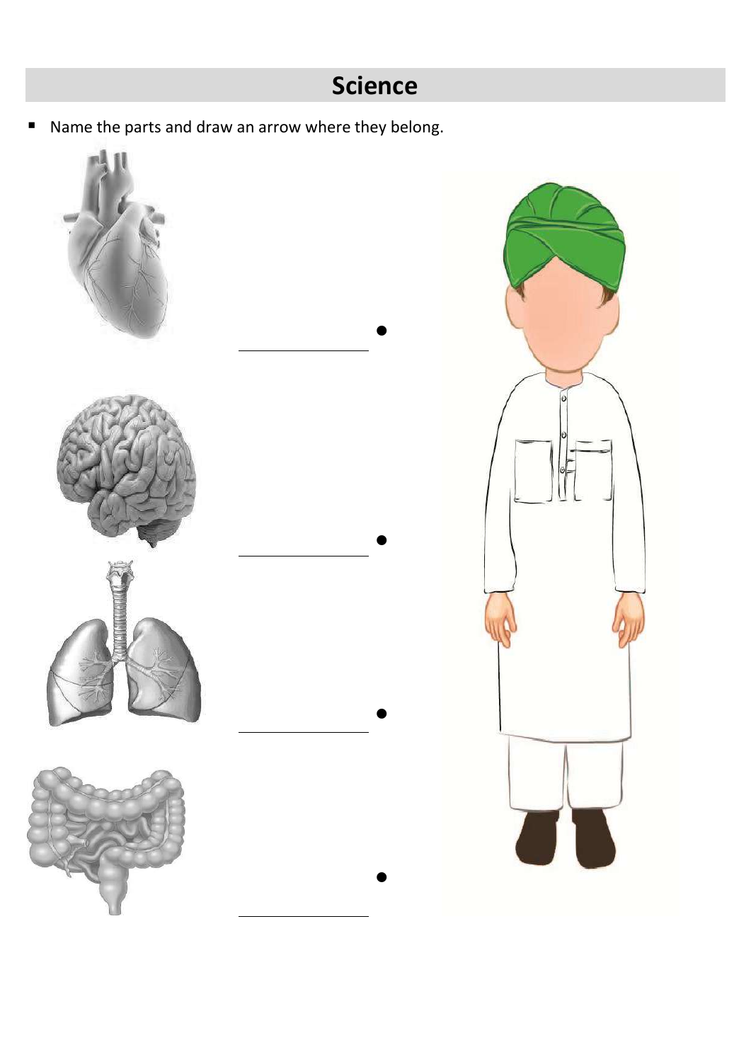# Science

- Name the parts and draw an arrow where they belong.

______________ •

______________ •

______________ •

______________ •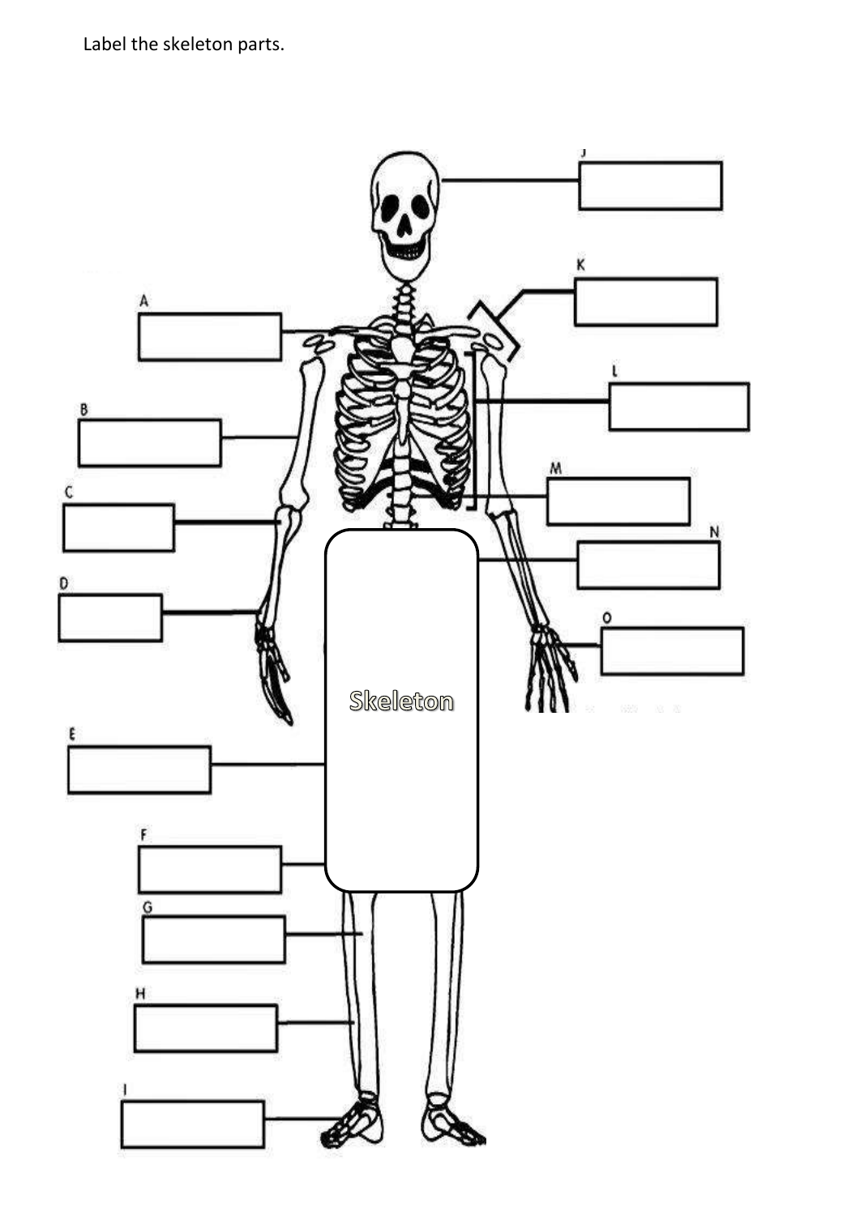Label the skeleton parts.

J

K

A

L

B

M

C

N

D

O

Skeleton

E

F

G

H

I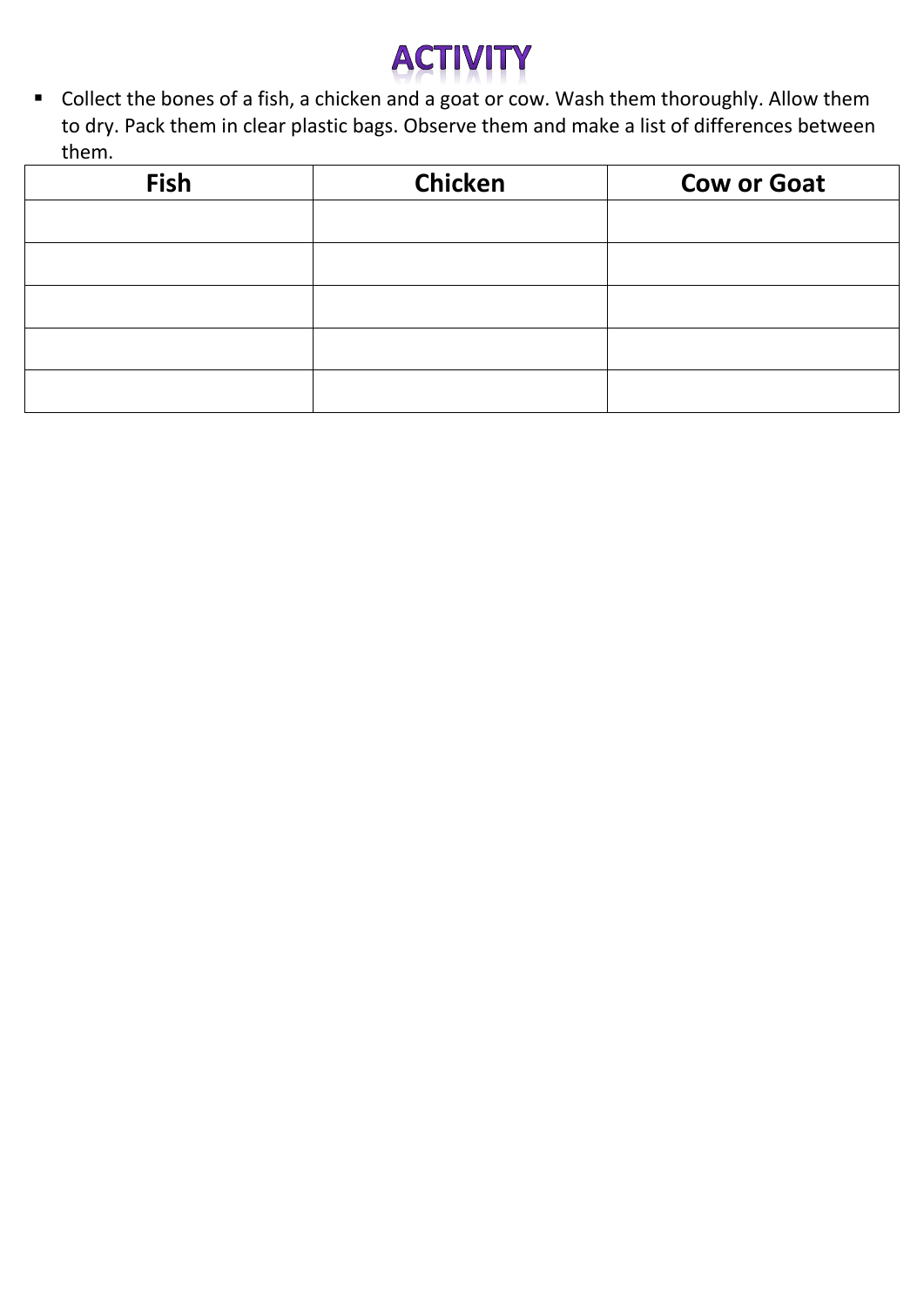# ACTIVITY

- Collect the bones of a fish, a chicken and a goat or cow. Wash them thoroughly. Allow them to dry. Pack them in clear plastic bags. Observe them and make a list of differences between them.

| Fish | Chicken | Cow or Goat |
|---|---|---|
| | | |
| | | |
| | | |
| | | |
| | | |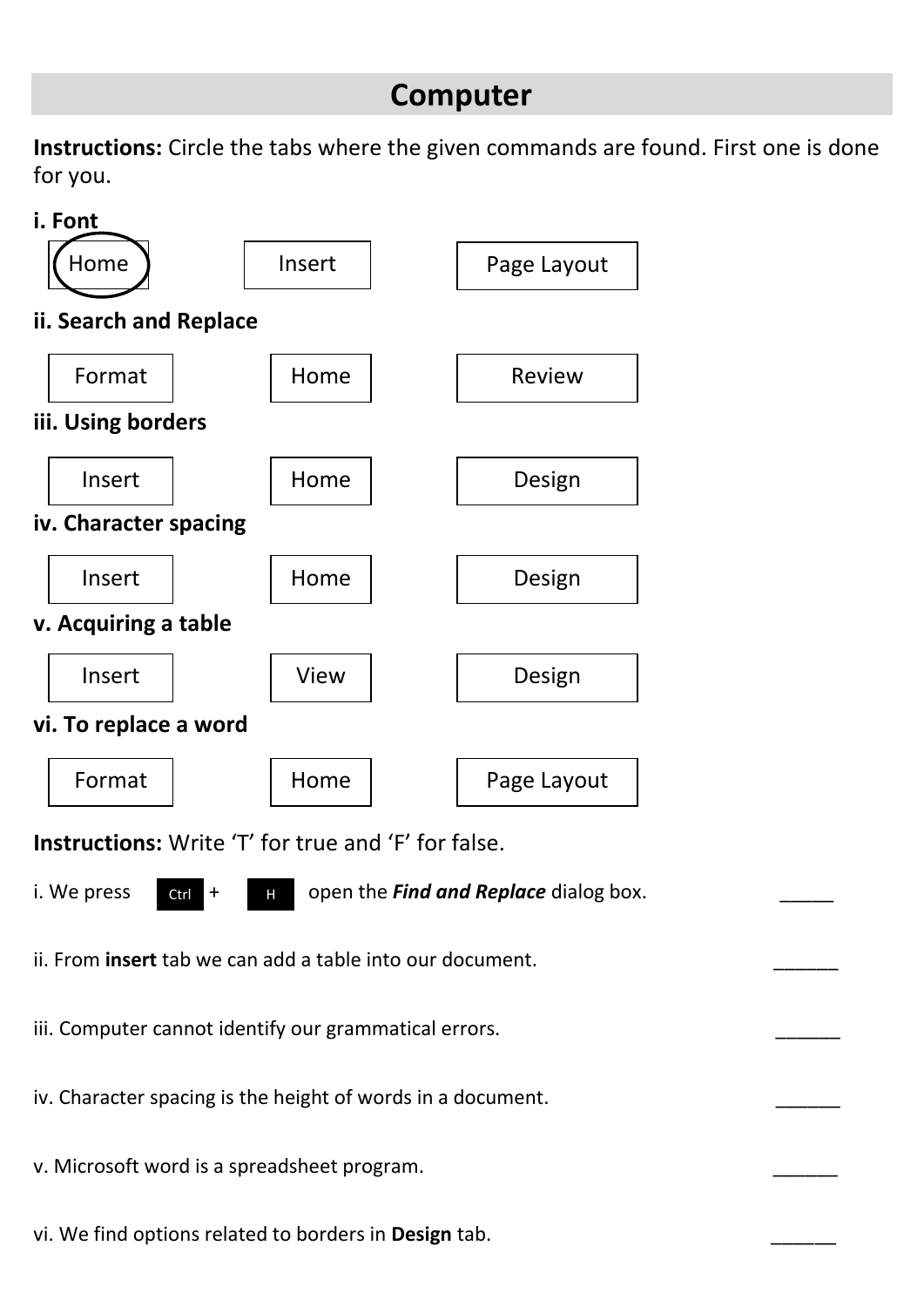# Computer

**Instructions:** Circle the tabs where the given commands are found. First one is done for you.

**i. Font**

| (Home) | Insert | Page Layout |
|---|---|---|

**ii. Search and Replace**

| Format | Home | Review |
|---|---|---|

**iii. Using borders**

| Insert | Home | Design |
|---|---|---|

**iv. Character spacing**

| Insert | Home | Design |
|---|---|---|

**v. Acquiring a table**

| Insert | View | Design |
|---|---|---|

**vi. To replace a word**

| Format | Home | Page Layout |
|---|---|---|

**Instructions:** Write 'T' for true and 'F' for false.

i. We press Ctrl + H open the ***Find and Replace*** dialog box. _____

ii. From **insert** tab we can add a table into our document. ______

iii. Computer cannot identify our grammatical errors. ______

iv. Character spacing is the height of words in a document. ______

v. Microsoft word is a spreadsheet program. ______

vi. We find options related to borders in **Design** tab. ______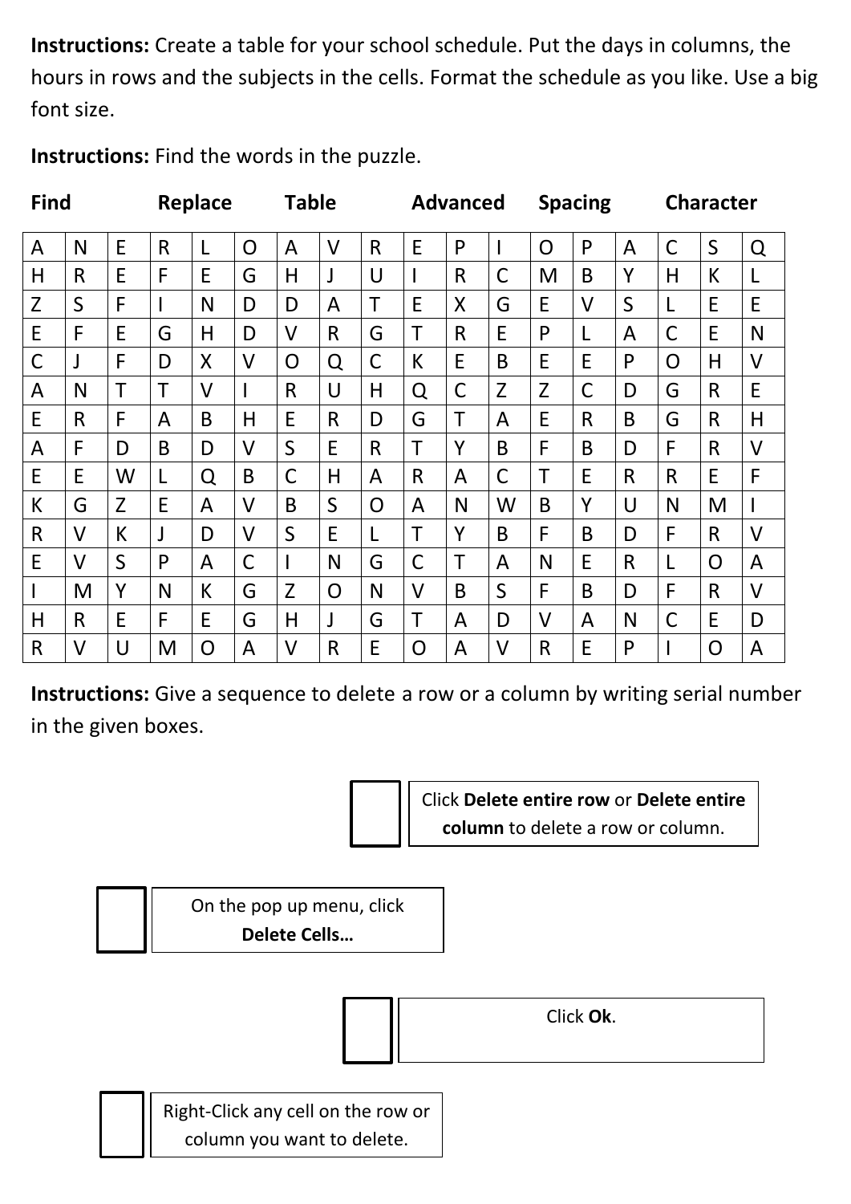**Instructions:** Create a table for your school schedule. Put the days in columns, the hours in rows and the subjects in the cells. Format the schedule as you like. Use a big font size.

**Instructions:** Find the words in the puzzle.

**Find** **Replace** **Table** **Advanced** **Spacing** **Character**

| A | N | E | R | L | O | A | V | R | E | P | I | O | P | A | C | S | Q |
|---|---|---|---|---|---|---|---|---|---|---|---|---|---|---|---|---|---|
| H | R | E | F | E | G | H | J | U | I | R | C | M | B | Y | H | K | L |
| Z | S | F | I | N | D | D | A | T | E | X | G | E | V | S | L | E | E |
| E | F | E | G | H | D | V | R | G | T | R | E | P | L | A | C | E | N |
| C | J | F | D | X | V | O | Q | C | K | E | B | E | E | P | O | H | V |
| A | N | T | T | V | I | R | U | H | Q | C | Z | Z | C | D | G | R | E |
| E | R | F | A | B | H | E | R | D | G | T | A | E | R | B | G | R | H |
| A | F | D | B | D | V | S | E | R | T | Y | B | F | B | D | F | R | V |
| E | E | W | L | Q | B | C | H | A | R | A | C | T | E | R | R | E | F |
| K | G | Z | E | A | V | B | S | O | A | N | W | B | Y | U | N | M | I |
| R | V | K | J | D | V | S | E | L | T | Y | B | F | B | D | F | R | V |
| E | V | S | P | A | C | I | N | G | C | T | A | N | E | R | L | O | A |
| I | M | Y | N | K | G | Z | O | N | V | B | S | F | B | D | F | R | V |
| H | R | E | F | E | G | H | J | G | T | A | D | V | A | N | C | E | D |
| R | V | U | M | O | A | V | R | E | O | A | V | R | E | P | I | O | A |

**Instructions:** Give a sequence to delete a row or a column by writing serial number in the given boxes.

☐ Click **Delete entire row** or **Delete entire column** to delete a row or column.

☐ On the pop up menu, click **Delete Cells…**

☐ Click **Ok**.

☐ Right-Click any cell on the row or column you want to delete.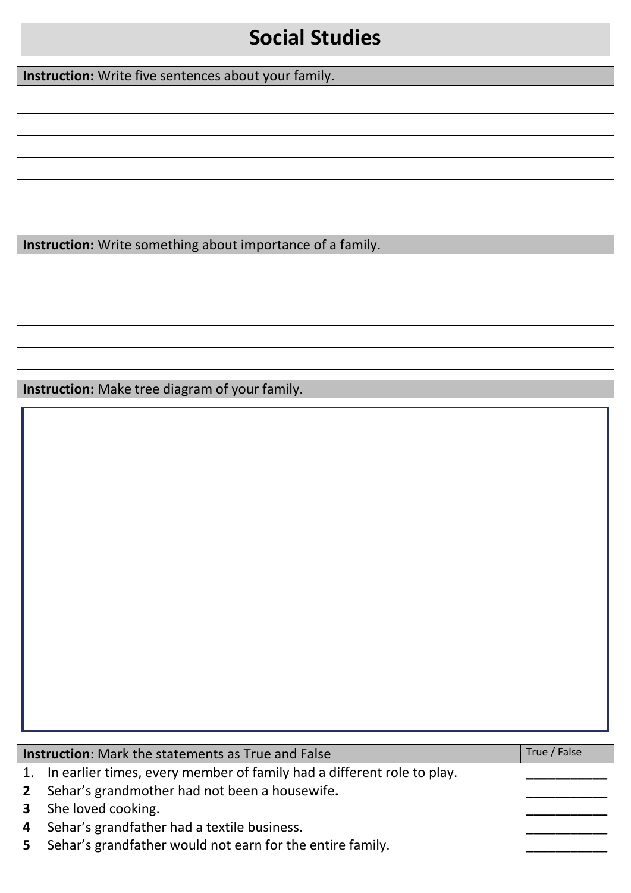# Social Studies

**Instruction:** Write five sentences about your family.

______________________________________________

______________________________________________

______________________________________________

______________________________________________

______________________________________________

______________________________________________

**Instruction:** Write something about importance of a family.

______________________________________________

______________________________________________

______________________________________________

______________________________________________

______________________________________________

**Instruction:** Make tree diagram of your family.

| **Instruction**: Mark the statements as True and False | True / False |
|---|---|
| 1. In earlier times, every member of family had a different role to play. | ___________ |
| **2** Sehar's grandmother had not been a housewife**.** | ___________ |
| **3** She loved cooking. | ___________ |
| **4** Sehar's grandfather had a textile business. | ___________ |
| **5** Sehar's grandfather would not earn for the entire family. | ___________ |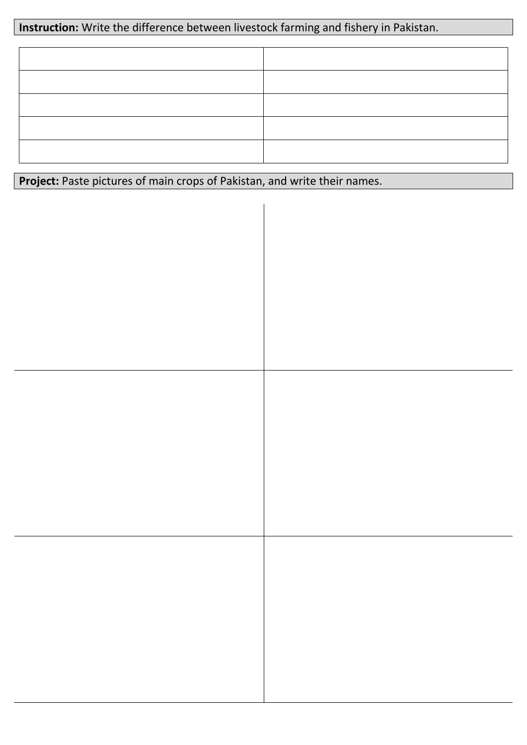**Instruction:** Write the difference between livestock farming and fishery in Pakistan.

| | |
|---|---|
| | |
| | |
| | |
| | |
| | |

**Project:** Paste pictures of main crops of Pakistan, and write their names.

| | |
|---|---|
| | |
| | |
| | |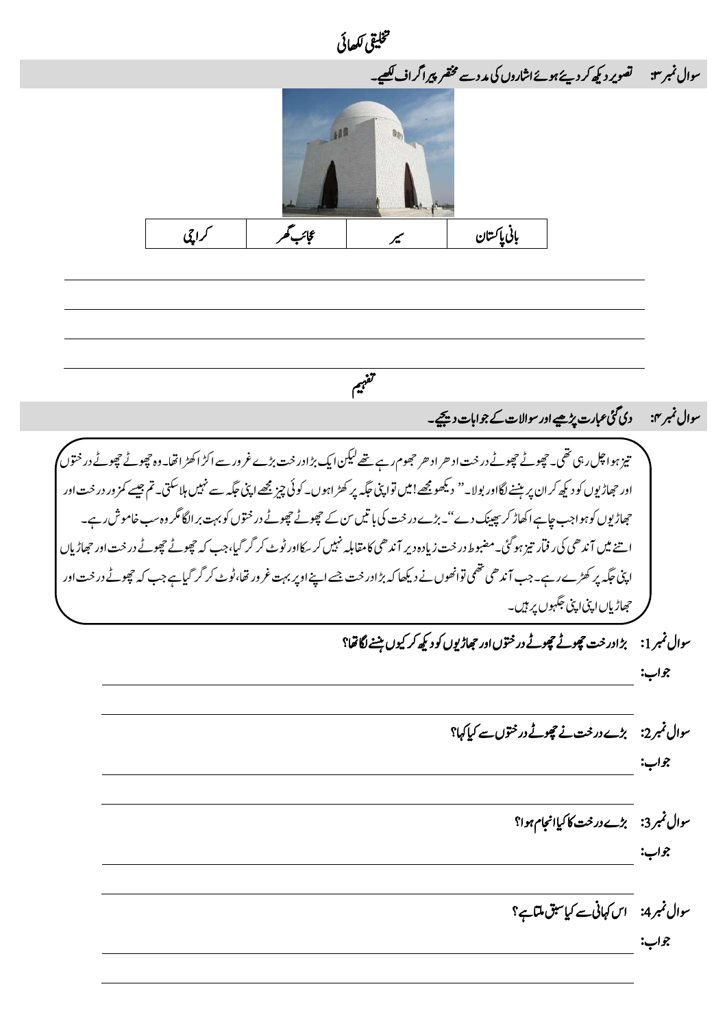# تخلیقی لکھائی

**سوال نمبر ۳:** تصویر دیکھ کر دیئے ہوئے اشاروں کی مدد سے مختصر پیراگراف لکھیے۔

| بانی پاکستان | سیر | عجائب گھر | کراچی |
| --- | --- | --- | --- |

# تفہیم

**سوال نمبر ۴:** دی گئی عبارت پڑھیے اور سوالات کے جوابات دیجیے۔

تیز ہوا چل رہی تھی۔ چھوٹے چھوٹے درخت ادھر ادھر جھوم رہے تھے لیکن ایک بڑا درخت بڑے غرور سے اکڑا کھڑا تھا۔ وہ چھوٹے چھوٹے درختوں اور جھاڑیوں کو دیکھ کر ان پر ہنسنے لگا اور بولا۔" دیکھو مجھے! میں تو اپنی جگہ پر کھڑا ہوں۔ کوئی چیز مجھے اپنی جگہ سے نہیں ہلا سکتی۔ تم جیسے کمزور درخت اور جھاڑیوں کو ہوا جب چاہے اکھاڑ کر پھینک دے"۔ بڑے درخت کی باتیں سن کے چھوٹے چھوٹے درختوں کو بہت برا لگا مگر وہ سب خاموش رہے۔ اتنے میں آندھی کی رفتار تیز ہو گئی۔ مضبوط درخت زیادہ دیر آندھی کا مقابلہ نہیں کر سکا اور ٹوٹ کر گر گیا، جب کہ چھوٹے چھوٹے درخت اور جھاڑیاں اپنی جگہ پر کھڑے رہے۔ جب آندھی تھمی تو انھوں نے دیکھا کہ بڑا درخت جسے اپنے اوپر بہت غرور تھا، ٹوٹ کر گر گیا ہے جب کہ چھوٹے درخت اور جھاڑیاں اپنی اپنی جگہوں پر ہیں۔

**سوال نمبر 1:** بڑا درخت چھوٹے چھوٹے درختوں اور جھاڑیوں کو دیکھ کر کیوں ہنسنے لگا تھا؟

**جواب:**

**سوال نمبر 2:** بڑے درخت نے چھوٹے درختوں سے کیا کہا؟

**جواب:**

**سوال نمبر 3:** بڑے درخت کا کیا انجام ہوا؟

**جواب:**

**سوال نمبر 4:** اس کہانی سے کیا سبق ملتا ہے؟

**جواب:**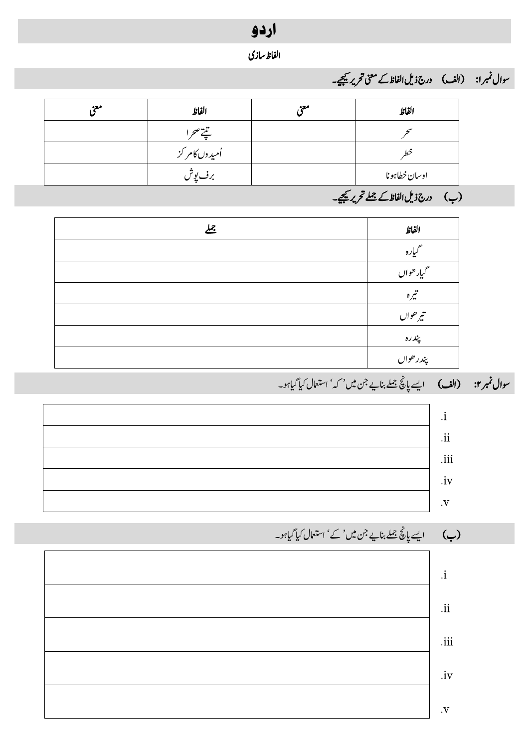# اردو

**الفاظ سازی**

**سوال نمبر۱: (الف)** درج ذیل الفاظ کے معنی تحریر کیجیے۔

| الفاظ | معنی | الفاظ | معنی |
|---|---|---|---|
| سحر | | تپتے صحرا | |
| خطر | | اُمیدوں کا مرکز | |
| اوسان خطا ہونا | | برف پوش | |

**(ب)** درج ذیل الفاظ کے جملے تحریر کیجیے۔

| الفاظ | جملے |
|---|---|
| گیارہ | |
| گیارھواں | |
| تیرہ | |
| تیرھواں | |
| پندرہ | |
| پندرھواں | |

**سوال نمبر۲: (الف)** ایسے پانچ جملے بنایے جن میں 'کہ' استعمال کیا گیا ہو۔

i.

ii.

iii.

iv.

v.

**(ب)** ایسے پانچ جملے بنایے جن میں 'کے' استعمال کیا گیا ہو۔

i.

ii.

iii.

iv.

v.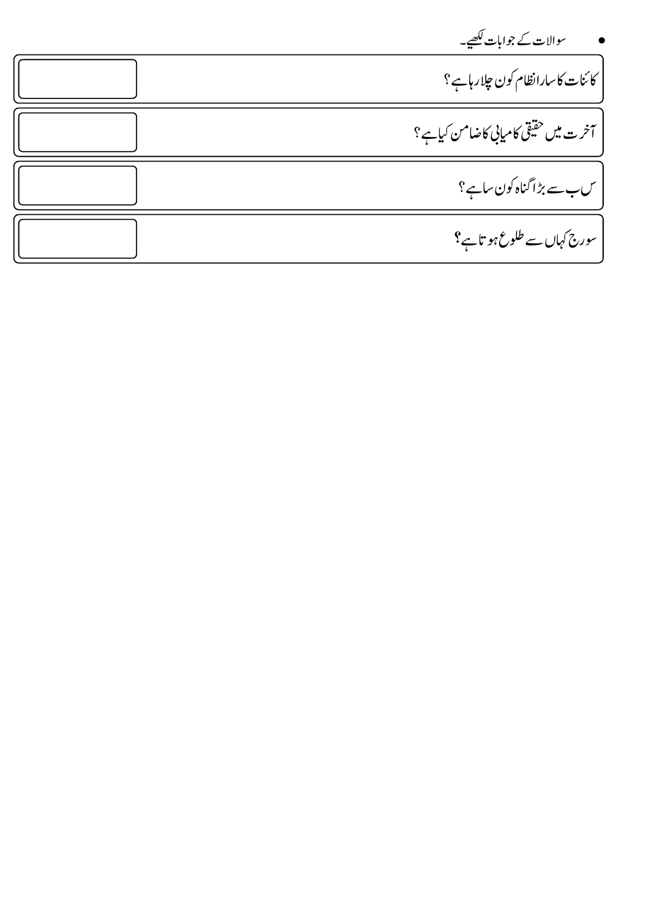- سوالات کے جوابات لکھیے۔

| | |
|---|---|
| کائنات کا سارا نظام کون چلا رہا ہے؟ | |
| آخرت میں حقیقی کامیابی کا ضامن کیا ہے؟ | |
| س ب سے بڑا گناہ کون سا ہے؟ | |
| سورج کہاں سے طلوع ہوتا ہے؟ | |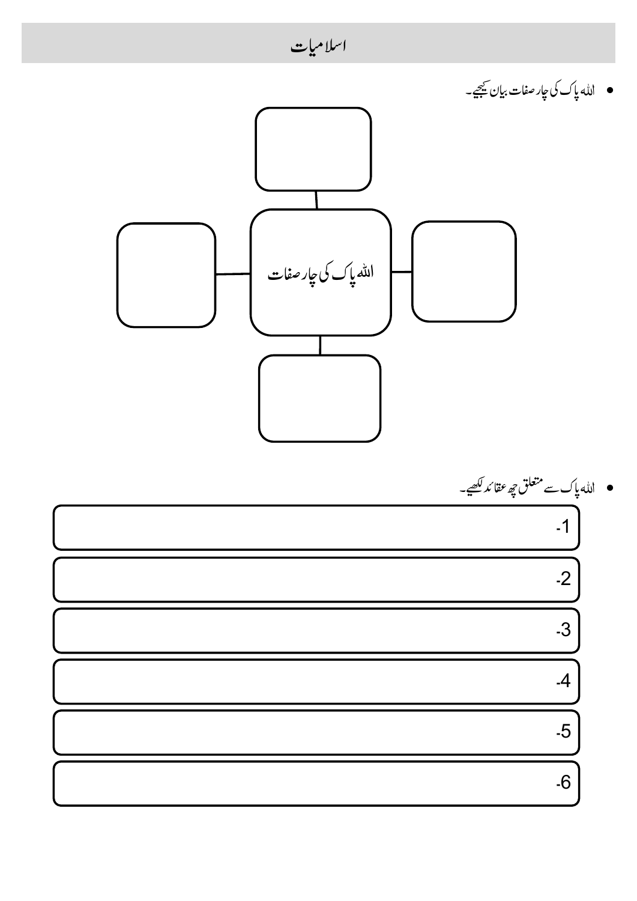# اسلامیات

- اللہ پاک کی چار صفات بیان کیجیے۔

اللہ پاک کی چار صفات

- اللہ پاک سے متعلق چھ عقائد لکھیے۔

1-

2-

3-

4-

5-

6-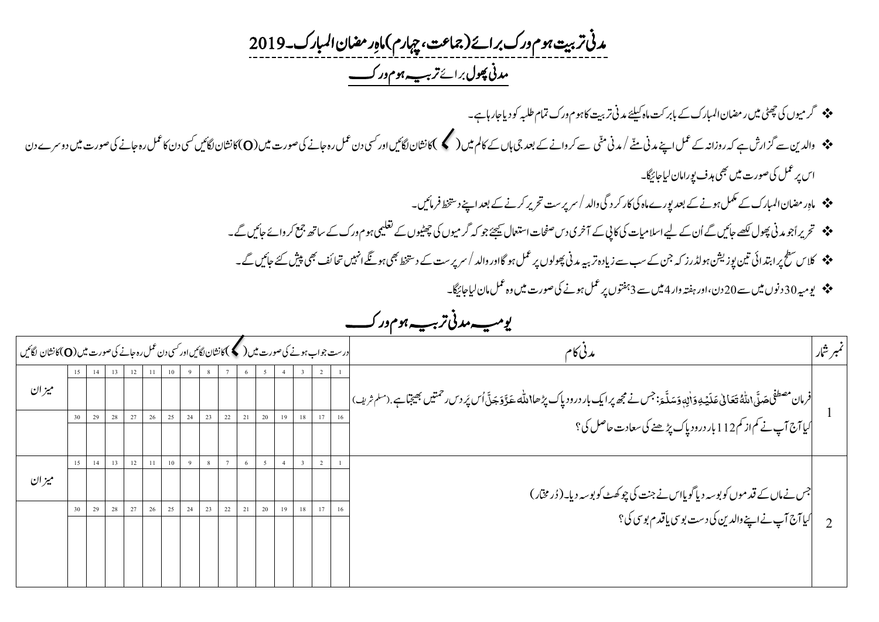# مدنی تربیت ہوم ورک برائے (جماعت، چہارم) ماہِ رمضان المبارک۔2019

## مدنی پھول برائے تربیہ ہوم ورک

- گرمیوں کی چھٹی میں رمضان المبارک کے بابرکت ماہ کیلئے مدنی تربیت کا ہوم ورک تمام طلبہ کو دیا جارہا ہے۔
- والدین سے گزارش ہے کہ روزانہ کے عمل اپنے مدنی منّے / مدنی منّی سے کروانے کے بعد جی ہاں کے کالم میں (✓) کا نشان لگائیں اور کسی دن عمل رہ جانے کی صورت میں (O) کا نشان لگائیں کسی دن کا عمل رہ جانے کی صورت میں دوسرے دن اس پر عمل کی صورت میں بھی ہدف پورا مان لیا جائیگا۔
- ماہِ رمضان المبارک کے مکمل ہونے کے بعد پورے ماہ کی کارکردگی والد / سرپرست تحریر کرنے کے بعد اپنے دستخط فرمائیں۔
- تحریر اًجو مدنی پھول لکھے جائیں گے اُن کے لیے اسلامیات کی کاپی کے آخری دس صفحات استعمال کیجئے جو کہ گرمیوں کی چھٹیوں کے تعلیمی ہوم ورک کے ساتھ جمع کروائے جائیں گے۔
- کلاس سطح پر ابتدائی تین پوزیشن ہولڈرز کہ جن کے سب سے زیادہ تربیہ مدنی پھولوں پر عمل ہوگا اور والد / سرپرست کے دستخط بھی ہونگے انہیں تحائف بھی پیش کئے جائیں گے۔
- یومیہ 30 دنوں میں سے 20 دن، اور ہفتہ وار 4 میں سے 3 ہفتوں پر عمل ہونے کی صورت میں وہ عمل مان لیا جائیگا۔

## یومیہ مدنی تربیہ ہوم ورک

| نمبر شمار | مدنی کام | 1 | 2 | 3 | 4 | 5 | 6 | 7 | 8 | 9 | 10 | 11 | 12 | 13 | 14 | 15 | میزان |
|---|---|---|---|---|---|---|---|---|---|---|---|---|---|---|---|---|---|
| | | درست جواب ہونے کی صورت میں (✓) کا نشان لگائیں اور کسی دن عمل رہ جانے کی صورت میں (O) کا نشان لگائیں | | | | | | | | | | | | | | | |
| 1 | فرمان مصطفیٰ صَلَّی اللّٰہُ تَعَالٰی عَلَیْہِ وَاٰلِہٖ وَسَلَّمَ: جس نے مجھ پر ایک بار درود پاک پڑھا اللہ عَزَّوَجَلَّ اُس پر دس رحمتیں بھیجتا ہے۔ (مسلم شریف) کیا آج آپ نے کم از کم 112 بار درود پاک پڑھنے کی سعادت حاصل کی؟ | | | | | | | | | | | | | | | | میزان |
| | | 16 | 17 | 18 | 19 | 20 | 21 | 22 | 23 | 24 | 25 | 26 | 27 | 28 | 29 | 30 | |
| | | | | | | | | | | | | | | | | | |
| 2 | جس نے ماں کے قدموں کو بوسہ دیا گویا اس نے جنت کی چوکھٹ کو بوسہ دیا۔ (دُرِ مختار) کیا آج آپ نے اپنے والدین کی دست بوسی یا قدم بوسی کی؟ | 1 | 2 | 3 | 4 | 5 | 6 | 7 | 8 | 9 | 10 | 11 | 12 | 13 | 14 | 15 | میزان |
| | | | | | | | | | | | | | | | | | |
| | | 16 | 17 | 18 | 19 | 20 | 21 | 22 | 23 | 24 | 25 | 26 | 27 | 28 | 29 | 30 | |
| | | | | | | | | | | | | | | | | | |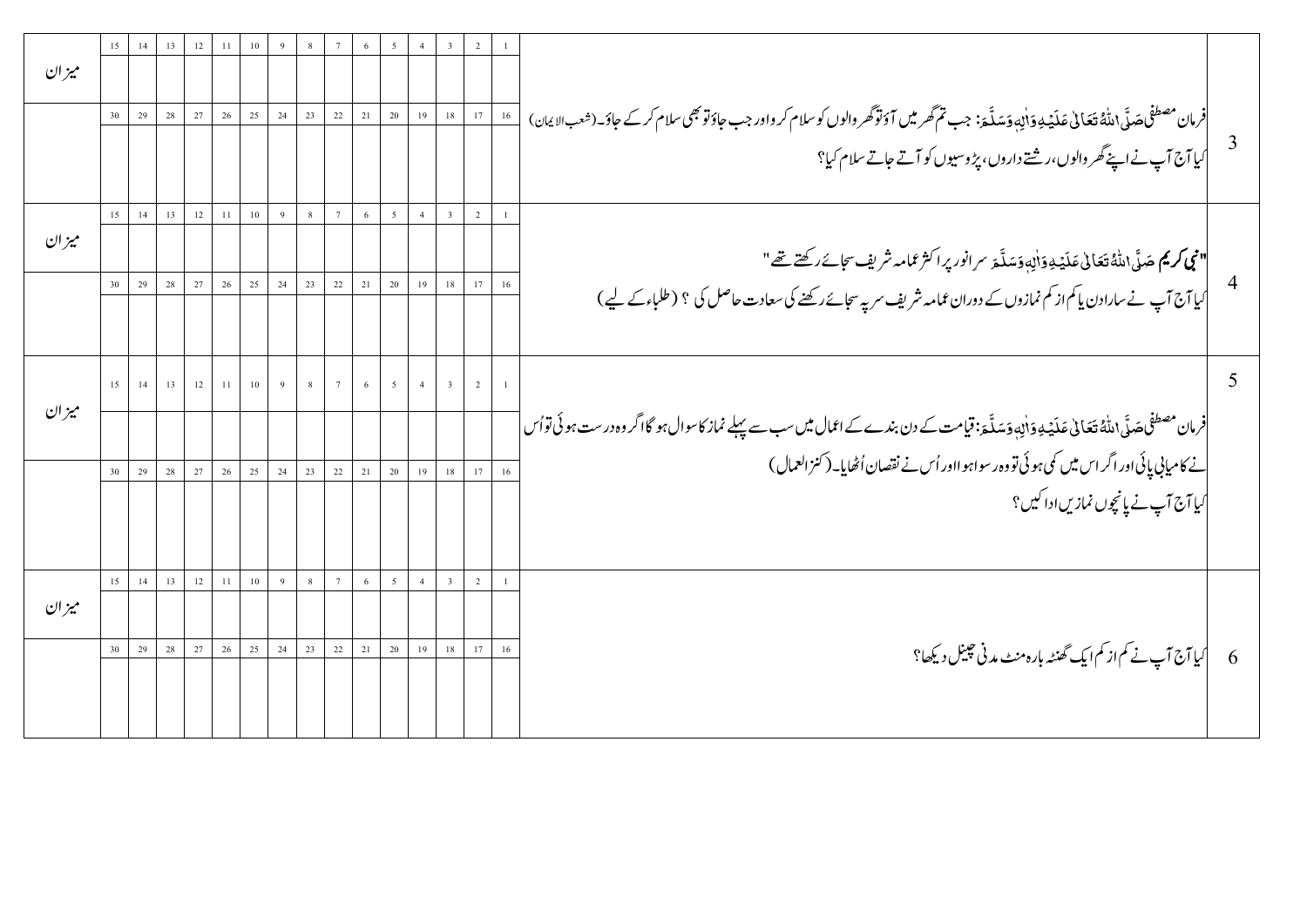| نمبر | سوال | | 1 | 2 | 3 | 4 | 5 | 6 | 7 | 8 | 9 | 10 | 11 | 12 | 13 | 14 | 15 | |
|---|---|---|---|---|---|---|---|---|---|---|---|---|---|---|---|---|---|---|
| 3 | فرمانِ مصطفیٰ صَلَّی اللّٰہُ تَعَالٰی عَلَیْہِ وَاٰلِہٖ وَسَلَّمَ: جب تم گھر میں آؤ تو گھر والوں کو سلام کرو اور جب جاؤ تو بھی سلام کرکے جاؤ۔(شعب الایمان) کیا آج آپ نے اپنے گھر والوں، رشتے داروں، پڑوسیوں کو آتے جاتے سلام کیا؟ | | | | | | | | | | | | | | | | | میزان |
| | | | 16 | 17 | 18 | 19 | 20 | 21 | 22 | 23 | 24 | 25 | 26 | 27 | 28 | 29 | 30 | |
| | | | | | | | | | | | | | | | | | | |
| 4 | "نبی کریم صَلَّی اللّٰہُ تَعَالٰی عَلَیْہِ وَاٰلِہٖ وَسَلَّمَ سرِ انور پر اکثر عمامہ شریف سجائے رکھتے تھے" کیا آج آپ نے سارا دن یا کم از کم نمازوں کے دوران عمامہ شریف سر پہ سجائے رکھنے کی سعادت حاصل کی ؟ (طلباء کے لیے) | | 1 | 2 | 3 | 4 | 5 | 6 | 7 | 8 | 9 | 10 | 11 | 12 | 13 | 14 | 15 | |
| | | | | | | | | | | | | | | | | | | میزان |
| | | | 16 | 17 | 18 | 19 | 20 | 21 | 22 | 23 | 24 | 25 | 26 | 27 | 28 | 29 | 30 | |
| | | | | | | | | | | | | | | | | | | |
| 5 | فرمانِ مصطفیٰ صَلَّی اللّٰہُ تَعَالٰی عَلَیْہِ وَاٰلِہٖ وَسَلَّمَ: قیامت کے دن بندے کے اعمال میں سب سے پہلے نماز کا سوال ہوگا اگر وہ درست ہوئی تو اُس نے کامیابی پائی اور اگر اس میں کمی ہوئی تو وہ رسوا ہوا اور اُس نے نقصان اُٹھایا۔(کنز العمال) کیا آج آپ نے پانچوں نمازیں ادا کیں؟ | | 1 | 2 | 3 | 4 | 5 | 6 | 7 | 8 | 9 | 10 | 11 | 12 | 13 | 14 | 15 | |
| | | | | | | | | | | | | | | | | | | میزان |
| | | | 16 | 17 | 18 | 19 | 20 | 21 | 22 | 23 | 24 | 25 | 26 | 27 | 28 | 29 | 30 | |
| | | | | | | | | | | | | | | | | | | |
| 6 | کیا آج آپ نے کم از کم ایک گھنٹہ بارہ منٹ مدنی چینل دیکھا؟ | | 1 | 2 | 3 | 4 | 5 | 6 | 7 | 8 | 9 | 10 | 11 | 12 | 13 | 14 | 15 | |
| | | | | | | | | | | | | | | | | | | میزان |
| | | | 16 | 17 | 18 | 19 | 20 | 21 | 22 | 23 | 24 | 25 | 26 | 27 | 28 | 29 | 30 | |
| | | | | | | | | | | | | | | | | | | |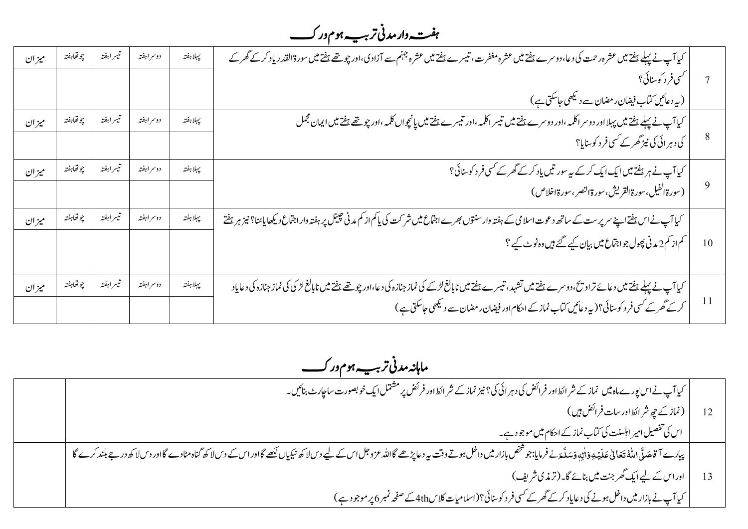## ہفتہ وار مدنی تربیہ ہوم ورک

| | | پہلا ہفتہ | دوسرا ہفتہ | تیسرا ہفتہ | چوتھا ہفتہ | میزان |
|---|---|---|---|---|---|---|
| 7 | کیا آپ نے پہلے ہفتے میں عشرہ رحمت کی دعا، دوسرے ہفتے میں عشرہ مغفرت، تیسرے ہفتے میں عشرہ جہنم سے آزادی، اور چوتھے ہفتے میں سورۃ القدر یاد کر کے گھر کے کسی فرد کو سنائی؟ (یہ دعائیں کتاب فیضان رمضان سے دیکھی جا سکتی ہے) | | | | | |
| 8 | کیا آپ نے پہلے ہفتے میں پہلا اور دوسرا کلمہ، اور دوسرے ہفتے میں تیسرا کلمہ، اور تیسرے ہفتے میں پانچواں کلمہ، اور چوتھے ہفتے میں ایمان مجمل کی دہرائی کی نیز گھر کے کسی فرد کو سنایا؟ | | | | | |
| 9 | کیا آپ نے ہر ہفتے میں ایک ایک کر کے یہ سورتیں یاد کر کے گھر کے کسی فرد کو سنائی؟ (سورۃ الفیل، سورۃ القریش، سورۃ النصر، سورۃ اخلاص) | | | | | |
| 10 | کیا آپ نے اس ہفتے اپنے سرپرست کے ساتھ دعوت اسلامی کے ہفتہ وار سنتوں بھرے اجتماع میں شرکت کی یا کم از کم مدنی چینل پر ہفتہ وار اجتماع دیکھا یا سنا؟ نیز ہر ہفتے کم از کم 2 مدنی پھول جو اجتماع میں بیان کیے گئے ہیں وہ نوٹ کیے؟ | | | | | |
| 11 | کیا آپ نے پہلے ہفتے میں دعائے تراویح، دوسرے ہفتے میں تشہد، تیسرے ہفتے میں نابالغ لڑکے کی نماز جنازہ کی دعا، اور چوتھے ہفتے میں نابالغ لڑکی کی نماز جنازہ کی دعا یاد کر کے گھر کے کسی فرد کو سنائی؟ (یہ دعائیں کتاب نماز کے احکام اور فیضان رمضان سے دیکھی جا سکتی ہے) | | | | | |

## ماہانہ مدنی تربیہ ہوم ورک

| | | |
|---|---|---|
| 12 | کیا آپ نے اس پورے ماہ میں نماز کے شرائط اور فرائض کی دہرائی کی؟ نیز نماز کے شرائط اور فرائض پر مشتمل ایک خوبصورت سا چارٹ بنائیں۔ (نماز کے چھ شرائط اور سات فرائض ہیں) اس کی تفصیل امیر اہلسنت کی کتاب نماز کے احکام میں موجود ہے۔ | |
| 13 | پیارے آقا صَلَّى اللّٰهُ تَعَالٰی عَلَيْهِ وَاٰلِهٖ وَسَلَّمَ نے فرمایا: جو شخص بازار میں داخل ہوتے وقت یہ دعا پڑھے گا اللہ عزوجل اس کے لیے دس لاکھ نیکیاں لکھے گا اور اس کے دس لاکھ گناہ مٹا دے گا اور دس لاکھ درجے بلند کرے گا اور اس کے لیے ایک گھر جنت میں بنائے گا۔ (ترمذی شریف) کیا آپ نے بازار میں داخل ہونے کی دعا یاد کر کے گھر کے کسی فرد کو سنائی؟ (اسلامیات کلاس 4th کے صفحہ نمبر 6 پر موجود ہے) | |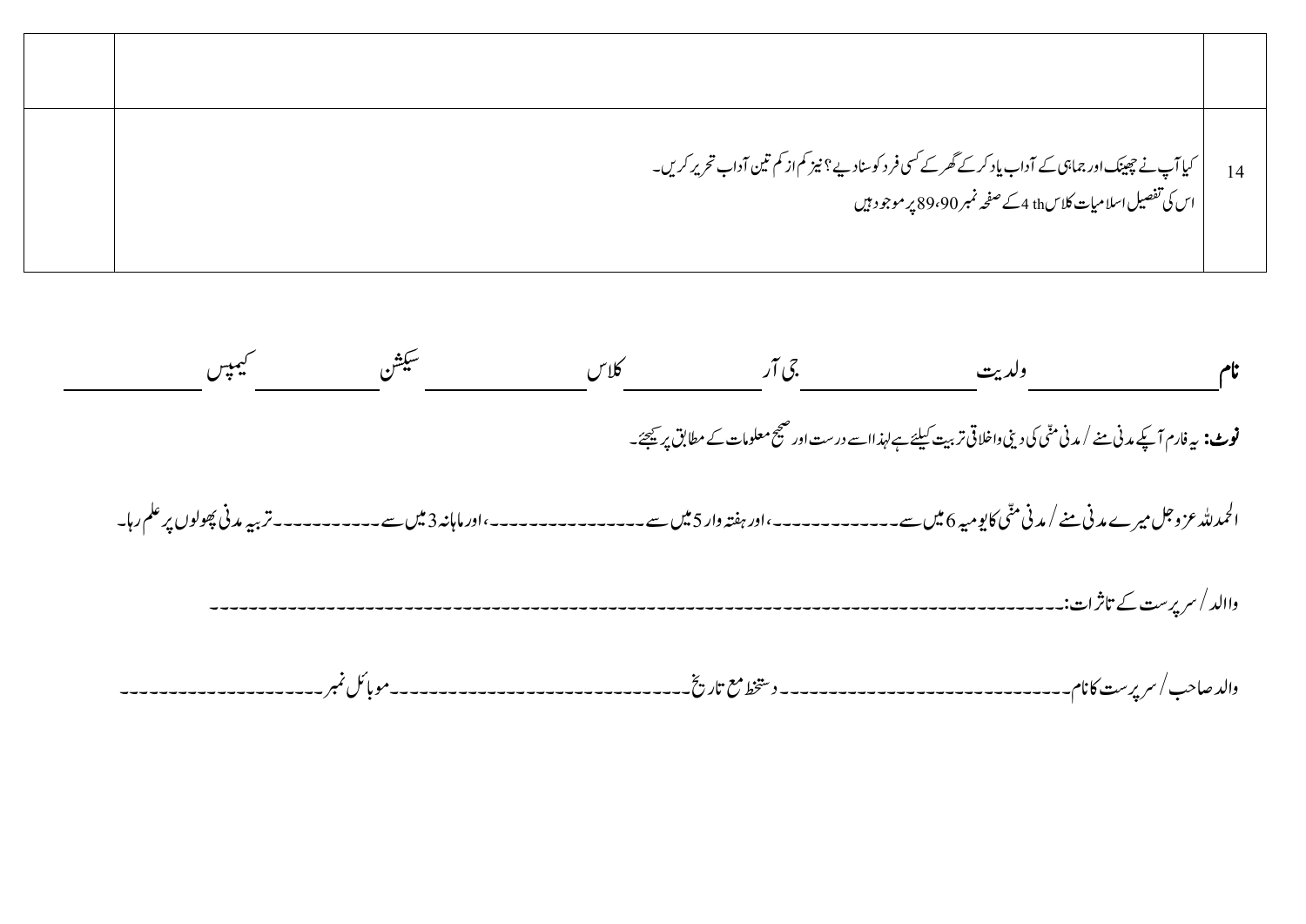| | | |
|---|---|---|
| | | |
| 14 | کیا آپ نے چھینک اور جماہی کے آداب یاد کرکے گھر کے کسی فرد کو سنا دیے؟ نیز کم از کم تین آداب تحریر کریں۔<br>اس کی تفصیل اسلامیات کلاس 4th کے صفحہ نمبر 89،90 پر موجود ہیں | |

**نام** ______________ ولدیت ______________ جی آر ______________ کلاس ______________ سیکشن ______________ کیمپس ______________

**نوٹ:** یہ فارم آپکے مدنی منے / مدنی منّی کی دینی واخلاقی تربیت کیلئے ہے لہذا اسے درست اور صحیح معلومات کے مطابق پر کیجئے۔

الحمدللہ عزوجل میرے مدنی منے / مدنی منّی کا یومیہ 6 میں سے ------------، اور ہفتہ وار 5 میں سے ---------------، اور ماہانہ 3 میں سے ----------- تربیہ مدنی پھولوں پر علم رہا۔

واالد / سرپرست کے تاثرات: ------------------------------------------------------------------------------------------

والد صاحب / سرپرست کا نام ---------------------------------- دستخط مع تاریخ ---------------------------------- موبائل نمبر ----------------------